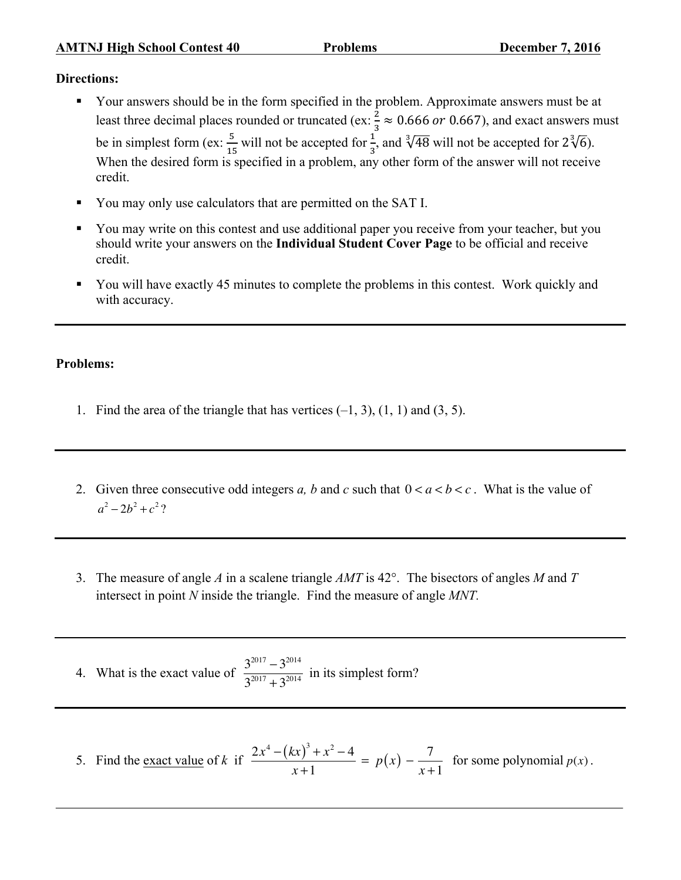**AMTNJ High School Contest 40 — Problems — December 7, 2016**

**Directions:**

- Your answers should be in the form specified in the problem. Approximate answers must be at least three decimal places rounded or truncated (ex: $\frac{2}{3} \approx 0.666$ *or* $0.667$), and exact answers must be in simplest form (ex: $\frac{5}{15}$ will not be accepted for $\frac{1}{3}$, and $\sqrt[3]{48}$ will not be accepted for $2\sqrt[3]{6}$). When the desired form is specified in a problem, any other form of the answer will not receive credit.
- You may only use calculators that are permitted on the SAT I.
- You may write on this contest and use additional paper you receive from your teacher, but you should write your answers on the **Individual Student Cover Page** to be official and receive credit.
- You will have exactly 45 minutes to complete the problems in this contest. Work quickly and with accuracy.

---

**Problems:**

1. Find the area of the triangle that has vertices $(-1, 3)$, $(1, 1)$ and $(3, 5)$.

---

2. Given three consecutive odd integers *a, b* and *c* such that $0 < a < b < c$. What is the value of $a^2 - 2b^2 + c^2$?

---

3. The measure of angle *A* in a scalene triangle *AMT* is 42°. The bisectors of angles *M* and *T* intersect in point *N* inside the triangle. Find the measure of angle *MNT.*

---

4. What is the exact value of $\dfrac{3^{2017} - 3^{2014}}{3^{2017} + 3^{2014}}$ in its simplest form?

---

5. Find the exact value of *k* if $\dfrac{2x^4 - (kx)^3 + x^2 - 4}{x+1} = p(x) - \dfrac{7}{x+1}$ for some polynomial $p(x)$.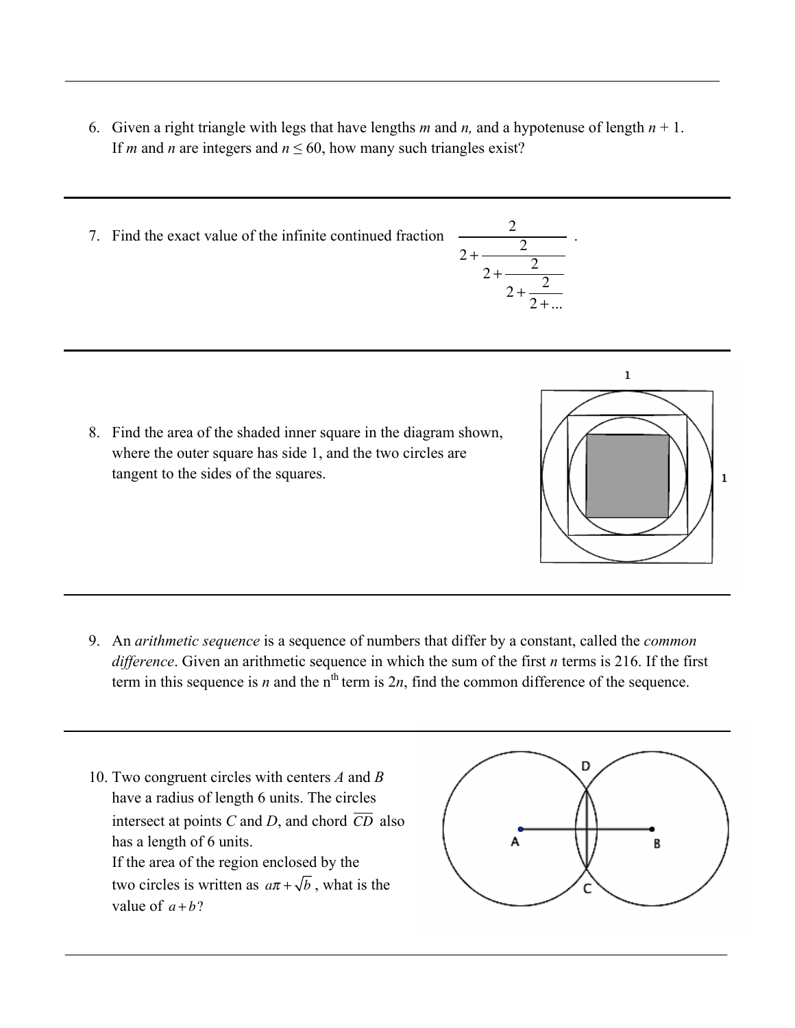6. Given a right triangle with legs that have lengths $m$ and $n$, and a hypotenuse of length $n + 1$. If $m$ and $n$ are integers and $n \leq 60$, how many such triangles exist?

---

7. Find the exact value of the infinite continued fraction $\dfrac{2}{2+\dfrac{2}{2+\dfrac{2}{2+\dfrac{2}{2+...}}}}$.

---

8. Find the area of the shaded inner square in the diagram shown, where the outer square has side 1, and the two circles are tangent to the sides of the squares.

---

9. An *arithmetic sequence* is a sequence of numbers that differ by a constant, called the *common difference*. Given an arithmetic sequence in which the sum of the first $n$ terms is 216. If the first term in this sequence is $n$ and the n[th] term is $2n$, find the common difference of the sequence.

---

10. Two congruent circles with centers $A$ and $B$ have a radius of length 6 units. The circles intersect at points $C$ and $D$, and chord $\overline{CD}$ also has a length of 6 units.
    If the area of the region enclosed by the two circles is written as $a\pi + \sqrt{b}$, what is the value of $a + b$?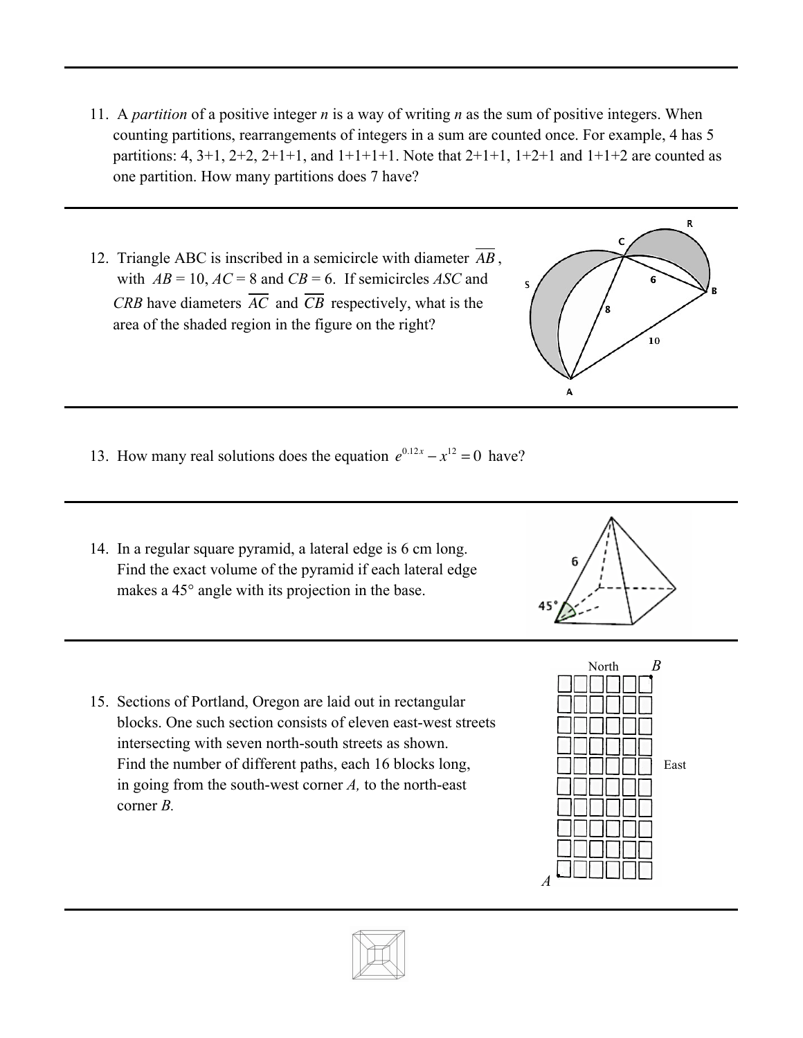11. A *partition* of a positive integer *n* is a way of writing *n* as the sum of positive integers. When counting partitions, rearrangements of integers in a sum are counted once. For example, 4 has 5 partitions: 4, 3+1, 2+2, 2+1+1, and 1+1+1+1. Note that 2+1+1, 1+2+1 and 1+1+2 are counted as one partition. How many partitions does 7 have?

---

12. Triangle ABC is inscribed in a semicircle with diameter $\overline{AB}$, with $AB = 10$, $AC = 8$ and $CB = 6$. If semicircles *ASC* and *CRB* have diameters $\overline{AC}$ and $\overline{CB}$ respectively, what is the area of the shaded region in the figure on the right?

R

C

S

6

B

8

10

A

---

13. How many real solutions does the equation $e^{0.12x} - x^{12} = 0$ have?

---

14. In a regular square pyramid, a lateral edge is 6 cm long. Find the exact volume of the pyramid if each lateral edge makes a 45° angle with its projection in the base.

6

45°

---

15. Sections of Portland, Oregon are laid out in rectangular blocks. One such section consists of eleven east-west streets intersecting with seven north-south streets as shown. Find the number of different paths, each 16 blocks long, in going from the south-west corner *A*, to the north-east corner *B*.

North

*B*

East

*A*